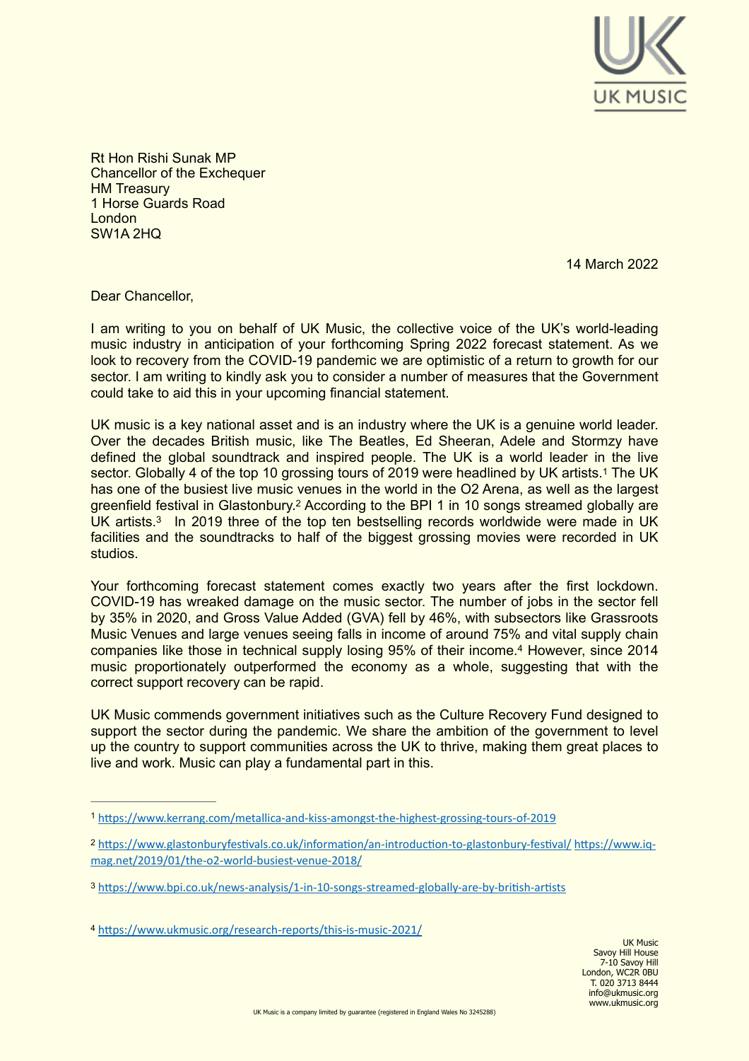Rt Hon Rishi Sunak MP
Chancellor of the Exchequer
HM Treasury
1 Horse Guards Road
London
SW1A 2HQ

14 March 2022

Dear Chancellor,

I am writing to you on behalf of UK Music, the collective voice of the UK's world-leading music industry in anticipation of your forthcoming Spring 2022 forecast statement. As we look to recovery from the COVID-19 pandemic we are optimistic of a return to growth for our sector. I am writing to kindly ask you to consider a number of measures that the Government could take to aid this in your upcoming financial statement.

UK music is a key national asset and is an industry where the UK is a genuine world leader. Over the decades British music, like The Beatles, Ed Sheeran, Adele and Stormzy have defined the global soundtrack and inspired people. The UK is a world leader in the live sector. Globally 4 of the top 10 grossing tours of 2019 were headlined by UK artists.[1] The UK has one of the busiest live music venues in the world in the O2 Arena, as well as the largest greenfield festival in Glastonbury.[2] According to the BPI 1 in 10 songs streamed globally are UK artists.[3] In 2019 three of the top ten bestselling records worldwide were made in UK facilities and the soundtracks to half of the biggest grossing movies were recorded in UK studios.

Your forthcoming forecast statement comes exactly two years after the first lockdown. COVID-19 has wreaked damage on the music sector. The number of jobs in the sector fell by 35% in 2020, and Gross Value Added (GVA) fell by 46%, with subsectors like Grassroots Music Venues and large venues seeing falls in income of around 75% and vital supply chain companies like those in technical supply losing 95% of their income.[4] However, since 2014 music proportionately outperformed the economy as a whole, suggesting that with the correct support recovery can be rapid.

UK Music commends government initiatives such as the Culture Recovery Fund designed to support the sector during the pandemic. We share the ambition of the government to level up the country to support communities across the UK to thrive, making them great places to live and work. Music can play a fundamental part in this.

---

[1] https://www.kerrang.com/metallica-and-kiss-amongst-the-highest-grossing-tours-of-2019

[2] https://www.glastonburyfestivals.co.uk/information/an-introduction-to-glastonbury-festival/ https://www.iq-mag.net/2019/01/the-o2-world-busiest-venue-2018/

[3] https://www.bpi.co.uk/news-analysis/1-in-10-songs-streamed-globally-are-by-british-artists

[4] https://www.ukmusic.org/research-reports/this-is-music-2021/

UK Music
Savoy Hill House
7-10 Savoy Hill
London, WC2R 0BU
T. 020 3713 8444
info@ukmusic.org
www.ukmusic.org

UK Music is a company limited by guarantee (registered in England Wales No 3245288)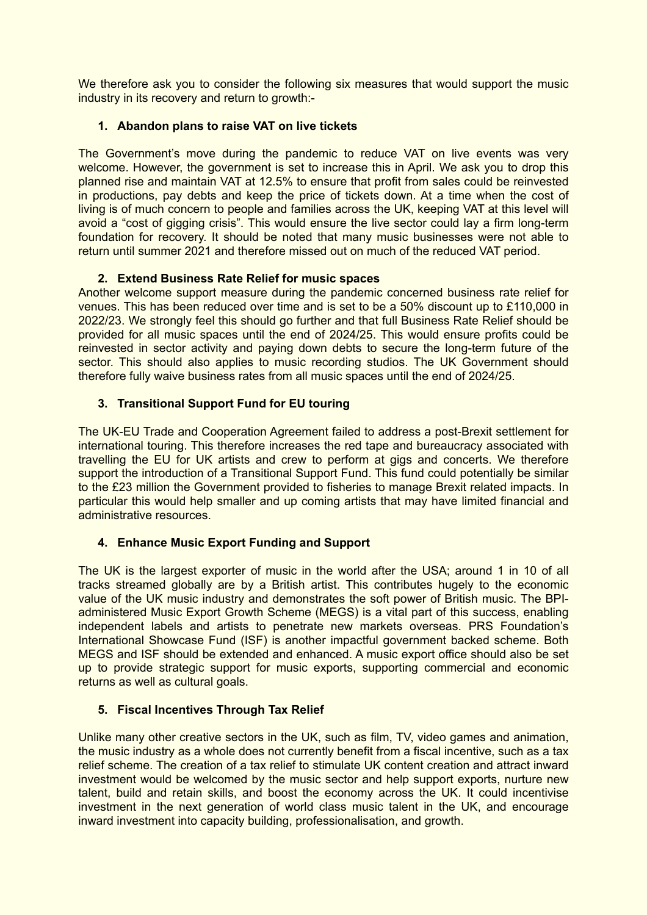We therefore ask you to consider the following six measures that would support the music industry in its recovery and return to growth:-

1. **Abandon plans to raise VAT on live tickets**

The Government's move during the pandemic to reduce VAT on live events was very welcome. However, the government is set to increase this in April. We ask you to drop this planned rise and maintain VAT at 12.5% to ensure that profit from sales could be reinvested in productions, pay debts and keep the price of tickets down. At a time when the cost of living is of much concern to people and families across the UK, keeping VAT at this level will avoid a "cost of gigging crisis". This would ensure the live sector could lay a firm long-term foundation for recovery. It should be noted that many music businesses were not able to return until summer 2021 and therefore missed out on much of the reduced VAT period.

2. **Extend Business Rate Relief for music spaces**

Another welcome support measure during the pandemic concerned business rate relief for venues. This has been reduced over time and is set to be a 50% discount up to £110,000 in 2022/23. We strongly feel this should go further and that full Business Rate Relief should be provided for all music spaces until the end of 2024/25. This would ensure profits could be reinvested in sector activity and paying down debts to secure the long-term future of the sector. This should also applies to music recording studios. The UK Government should therefore fully waive business rates from all music spaces until the end of 2024/25.

3. **Transitional Support Fund for EU touring**

The UK-EU Trade and Cooperation Agreement failed to address a post-Brexit settlement for international touring. This therefore increases the red tape and bureaucracy associated with travelling the EU for UK artists and crew to perform at gigs and concerts. We therefore support the introduction of a Transitional Support Fund. This fund could potentially be similar to the £23 million the Government provided to fisheries to manage Brexit related impacts. In particular this would help smaller and up coming artists that may have limited financial and administrative resources.

4. **Enhance Music Export Funding and Support**

The UK is the largest exporter of music in the world after the USA; around 1 in 10 of all tracks streamed globally are by a British artist. This contributes hugely to the economic value of the UK music industry and demonstrates the soft power of British music. The BPI-administered Music Export Growth Scheme (MEGS) is a vital part of this success, enabling independent labels and artists to penetrate new markets overseas. PRS Foundation's International Showcase Fund (ISF) is another impactful government backed scheme. Both MEGS and ISF should be extended and enhanced. A music export office should also be set up to provide strategic support for music exports, supporting commercial and economic returns as well as cultural goals.

5. **Fiscal Incentives Through Tax Relief**

Unlike many other creative sectors in the UK, such as film, TV, video games and animation, the music industry as a whole does not currently benefit from a fiscal incentive, such as a tax relief scheme. The creation of a tax relief to stimulate UK content creation and attract inward investment would be welcomed by the music sector and help support exports, nurture new talent, build and retain skills, and boost the economy across the UK. It could incentivise investment in the next generation of world class music talent in the UK, and encourage inward investment into capacity building, professionalisation, and growth.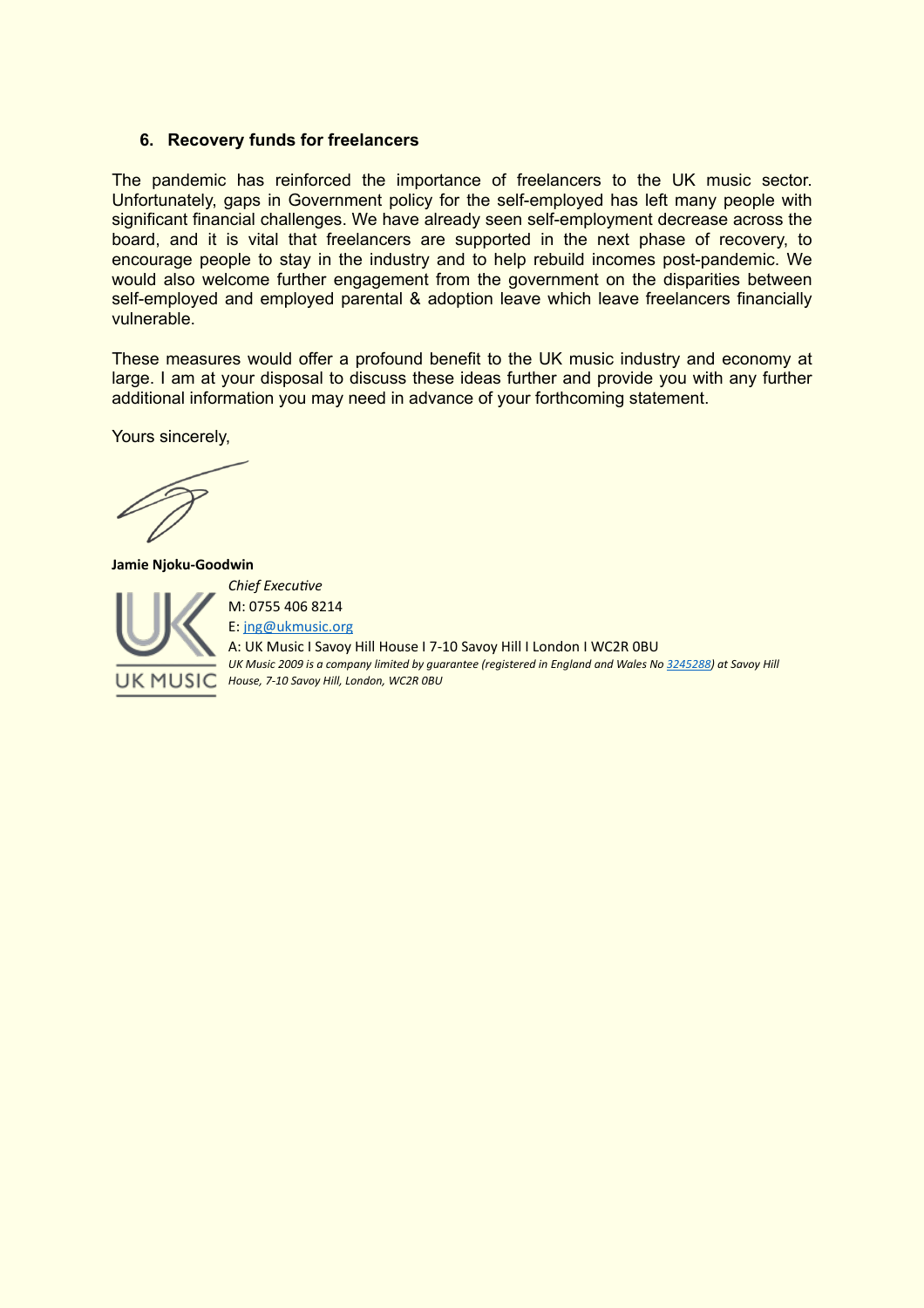### 6. Recovery funds for freelancers

The pandemic has reinforced the importance of freelancers to the UK music sector. Unfortunately, gaps in Government policy for the self-employed has left many people with significant financial challenges. We have already seen self-employment decrease across the board, and it is vital that freelancers are supported in the next phase of recovery, to encourage people to stay in the industry and to help rebuild incomes post-pandemic. We would also welcome further engagement from the government on the disparities between self-employed and employed parental & adoption leave which leave freelancers financially vulnerable.

These measures would offer a profound benefit to the UK music industry and economy at large. I am at your disposal to discuss these ideas further and provide you with any further additional information you may need in advance of your forthcoming statement.

Yours sincerely,

**Jamie Njoku-Goodwin**

*Chief Executive*

M: 0755 406 8214

E: jng@ukmusic.org

A: UK Music I Savoy Hill House I 7-10 Savoy Hill I London I WC2R 0BU

*UK Music 2009 is a company limited by guarantee (registered in England and Wales No 3245288) at Savoy Hill House, 7-10 Savoy Hill, London, WC2R 0BU*

UK MUSIC